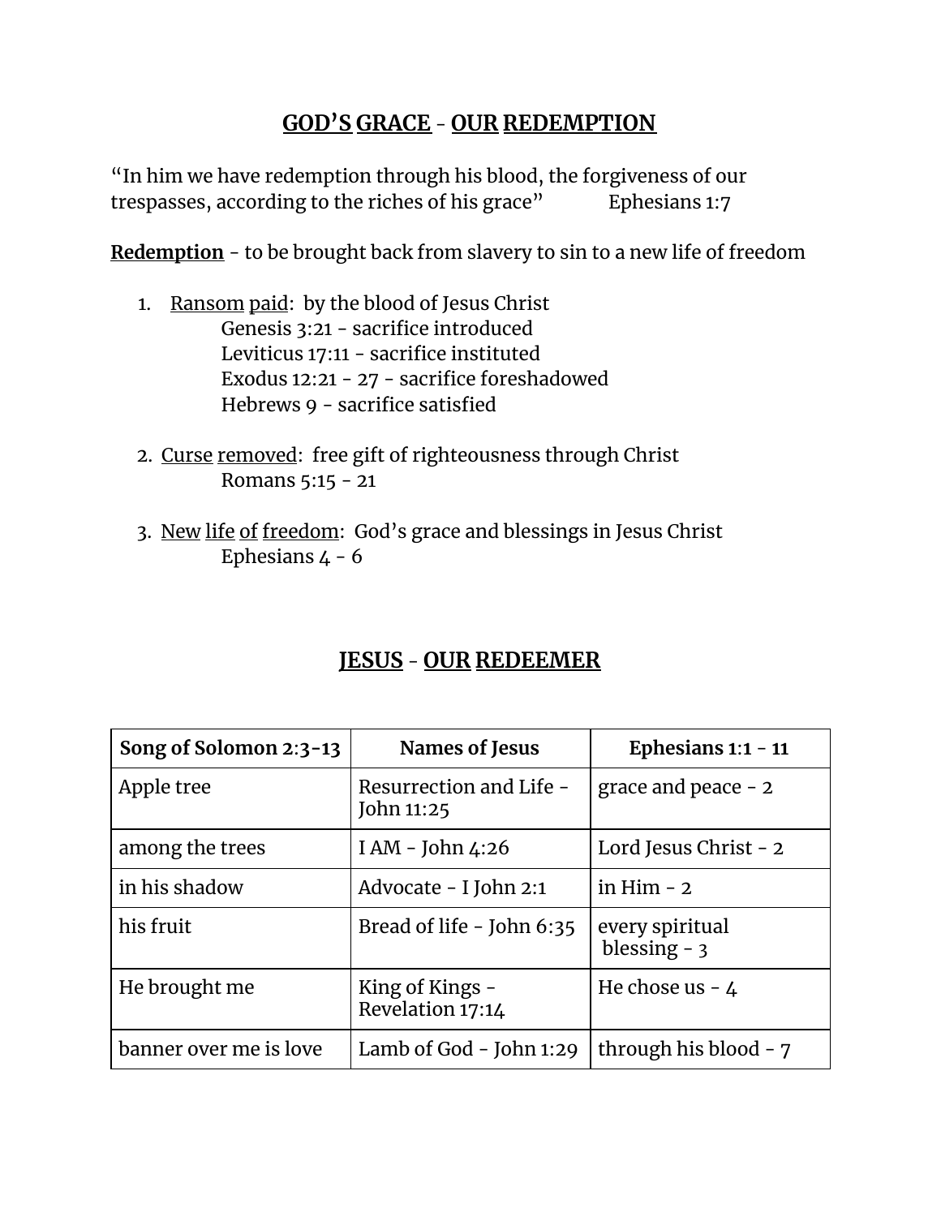## **GOD'S GRACE - OUR REDEMPTION**

"In him we have redemption through his blood, the forgiveness of our trespasses, according to the riches of his grace"   Ephesians 1:7

**Redemption** - to be brought back from slavery to sin to a new life of freedom

1. Ransom paid: by the blood of Jesus Christ
   Genesis 3:21 - sacrifice introduced
   Leviticus 17:11 - sacrifice instituted
   Exodus 12:21 - 27 - sacrifice foreshadowed
   Hebrews 9 - sacrifice satisfied

2. Curse removed: free gift of righteousness through Christ
   Romans 5:15 - 21

3. New life of freedom: God's grace and blessings in Jesus Christ
   Ephesians 4 - 6

## **JESUS - OUR REDEEMER**

| **Song of Solomon 2:3-13** | **Names of Jesus** | **Ephesians 1:1 - 11** |
|---|---|---|
| Apple tree | Resurrection and Life - John 11:25 | grace and peace - 2 |
| among the trees | I AM - John 4:26 | Lord Jesus Christ - 2 |
| in his shadow | Advocate - I John 2:1 | in Him - 2 |
| his fruit | Bread of life - John 6:35 | every spiritual blessing - 3 |
| He brought me | King of Kings - Revelation 17:14 | He chose us - 4 |
| banner over me is love | Lamb of God - John 1:29 | through his blood - 7 |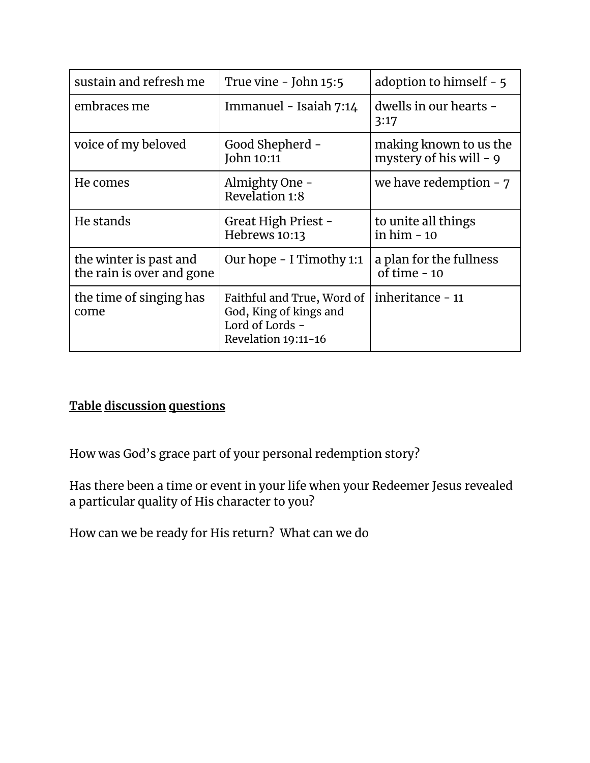| | | |
|---|---|---|
| sustain and refresh me | True vine - John 15:5 | adoption to himself - 5 |
| embraces me | Immanuel - Isaiah 7:14 | dwells in our hearts - 3:17 |
| voice of my beloved | Good Shepherd - John 10:11 | making known to us the mystery of his will - 9 |
| He comes | Almighty One - Revelation 1:8 | we have redemption - 7 |
| He stands | Great High Priest - Hebrews 10:13 | to unite all things in him - 10 |
| the winter is past and the rain is over and gone | Our hope - I Timothy 1:1 | a plan for the fullness of time - 10 |
| the time of singing has come | Faithful and True, Word of God, King of kings and Lord of Lords - Revelation 19:11-16 | inheritance - 11 |

**Table discussion questions**

How was God's grace part of your personal redemption story?

Has there been a time or event in your life when your Redeemer Jesus revealed a particular quality of His character to you?

How can we be ready for His return? What can we do